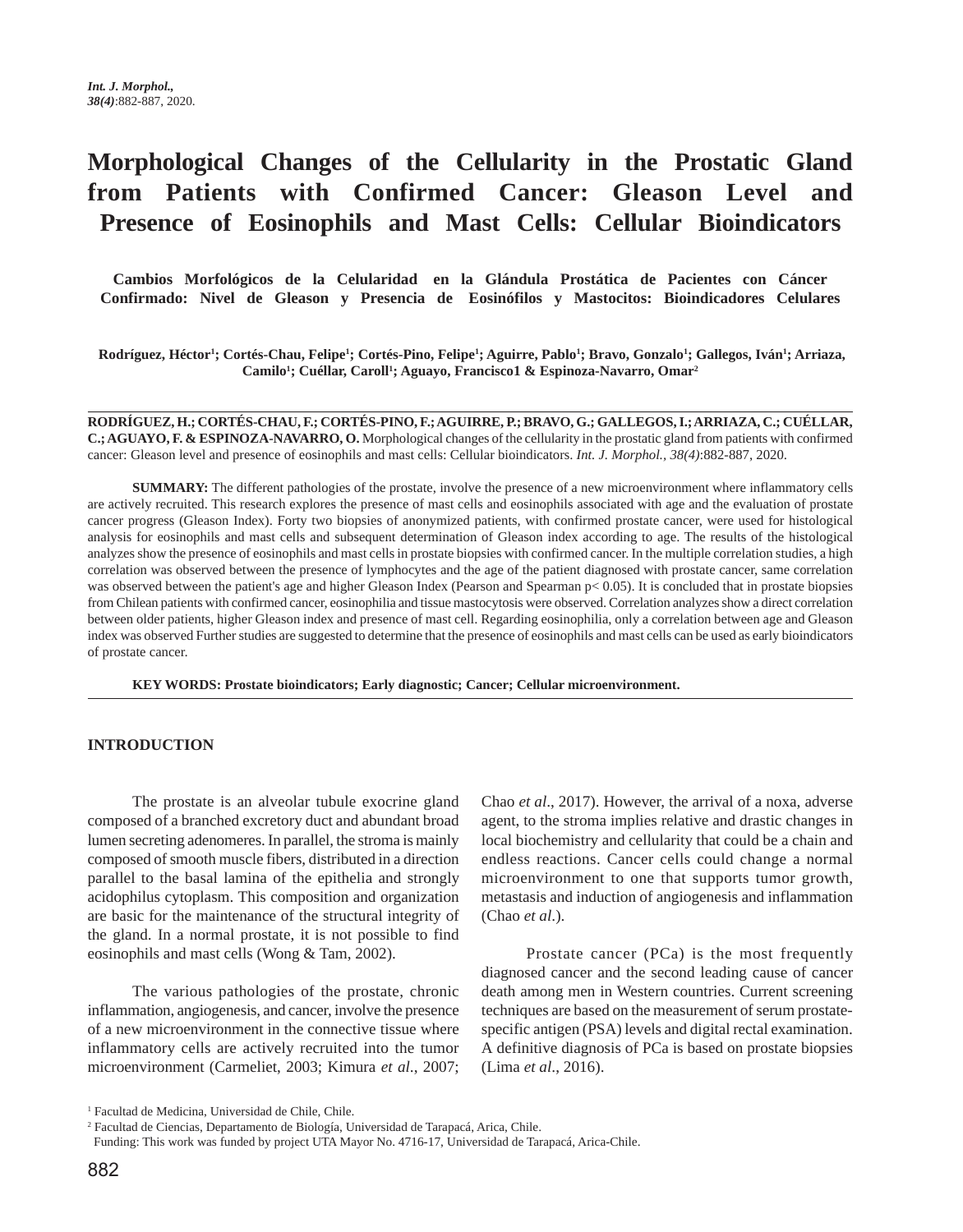# Morphological Changes of the Cellularity in the Prostatic Gland from Patients with Confirmed Cancer: Gleason Level and Presence of Eosinophils and Mast Cells: Cellular Bioindicators

**Cambios Morfológicos de la Celularidad en la Glándula Prostática de Pacientes con Cáncer Confirmado: Nivel de Gleason y Presencia de Eosinófilos y Mastocitos: Bioindicadores Celulares**

**Rodríguez, Héctor[1]; Cortés-Chau, Felipe[1]; Cortés-Pino, Felipe[1]; Aguirre, Pablo[1]; Bravo, Gonzalo[1]; Gallegos, Iván[1]; Arriaza, Camilo[1]; Cuéllar, Caroll[1]; Aguayo, Francisco1 & Espinoza-Navarro, Omar[2]**

**RODRÍGUEZ, H.; CORTÉS-CHAU, F.; CORTÉS-PINO, F.; AGUIRRE, P.; BRAVO, G.; GALLEGOS, I.; ARRIAZA, C.; CUÉLLAR, C.; AGUAYO, F. & ESPINOZA-NAVARRO, O.** Morphological changes of the cellularity in the prostatic gland from patients with confirmed cancer: Gleason level and presence of eosinophils and mast cells: Cellular bioindicators. *Int. J. Morphol., 38(4)*:882-887, 2020.

**SUMMARY:** The different pathologies of the prostate, involve the presence of a new microenvironment where inflammatory cells are actively recruited. This research explores the presence of mast cells and eosinophils associated with age and the evaluation of prostate cancer progress (Gleason Index). Forty two biopsies of anonymized patients, with confirmed prostate cancer, were used for histological analysis for eosinophils and mast cells and subsequent determination of Gleason index according to age. The results of the histological analyzes show the presence of eosinophils and mast cells in prostate biopsies with confirmed cancer. In the multiple correlation studies, a high correlation was observed between the presence of lymphocytes and the age of the patient diagnosed with prostate cancer, same correlation was observed between the patient's age and higher Gleason Index (Pearson and Spearman $p < 0.05$). It is concluded that in prostate biopsies from Chilean patients with confirmed cancer, eosinophilia and tissue mastocytosis were observed. Correlation analyzes show a direct correlation between older patients, higher Gleason index and presence of mast cell. Regarding eosinophilia, only a correlation between age and Gleason index was observed Further studies are suggested to determine that the presence of eosinophils and mast cells can be used as early bioindicators of prostate cancer.

**KEY WORDS: Prostate bioindicators; Early diagnostic; Cancer; Cellular microenvironment.**

## INTRODUCTION

The prostate is an alveolar tubule exocrine gland composed of a branched excretory duct and abundant broad lumen secreting adenomeres. In parallel, the stroma is mainly composed of smooth muscle fibers, distributed in a direction parallel to the basal lamina of the epithelia and strongly acidophilus cytoplasm. This composition and organization are basic for the maintenance of the structural integrity of the gland. In a normal prostate, it is not possible to find eosinophils and mast cells (Wong & Tam, 2002).

The various pathologies of the prostate, chronic inflammation, angiogenesis, and cancer, involve the presence of a new microenvironment in the connective tissue where inflammatory cells are actively recruited into the tumor microenvironment (Carmeliet, 2003; Kimura *et al*., 2007; Chao *et al*., 2017). However, the arrival of a noxa, adverse agent, to the stroma implies relative and drastic changes in local biochemistry and cellularity that could be a chain and endless reactions. Cancer cells could change a normal microenvironment to one that supports tumor growth, metastasis and induction of angiogenesis and inflammation (Chao *et al*.).

Prostate cancer (PCa) is the most frequently diagnosed cancer and the second leading cause of cancer death among men in Western countries. Current screening techniques are based on the measurement of serum prostate-specific antigen (PSA) levels and digital rectal examination. A definitive diagnosis of PCa is based on prostate biopsies (Lima *et al*., 2016).

[1] Facultad de Medicina, Universidad de Chile, Chile.
[2] Facultad de Ciencias, Departamento de Biología, Universidad de Tarapacá, Arica, Chile.
Funding: This work was funded by project UTA Mayor No. 4716-17, Universidad de Tarapacá, Arica-Chile.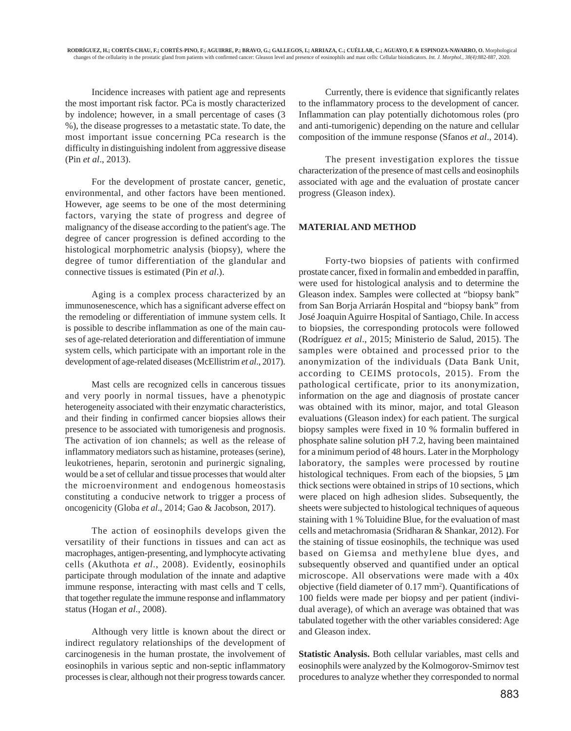Incidence increases with patient age and represents the most important risk factor. PCa is mostly characterized by indolence; however, in a small percentage of cases (3 %), the disease progresses to a metastatic state. To date, the most important issue concerning PCa research is the difficulty in distinguishing indolent from aggressive disease (Pin *et al*., 2013).

For the development of prostate cancer, genetic, environmental, and other factors have been mentioned. However, age seems to be one of the most determining factors, varying the state of progress and degree of malignancy of the disease according to the patient's age. The degree of cancer progression is defined according to the histological morphometric analysis (biopsy), where the degree of tumor differentiation of the glandular and connective tissues is estimated (Pin *et al*.).

Aging is a complex process characterized by an immunosenescence, which has a significant adverse effect on the remodeling or differentiation of immune system cells. It is possible to describe inflammation as one of the main causes of age-related deterioration and differentiation of immune system cells, which participate with an important role in the development of age-related diseases (McEllistrim *et al*., 2017).

Mast cells are recognized cells in cancerous tissues and very poorly in normal tissues, have a phenotypic heterogeneity associated with their enzymatic characteristics, and their finding in confirmed cancer biopsies allows their presence to be associated with tumorigenesis and prognosis. The activation of ion channels; as well as the release of inflammatory mediators such as histamine, proteases (serine), leukotrienes, heparin, serotonin and purinergic signaling, would be a set of cellular and tissue processes that would alter the microenvironment and endogenous homeostasis constituting a conducive network to trigger a process of oncogenicity (Globa *et al*., 2014; Gao & Jacobson, 2017).

The action of eosinophils develops given the versatility of their functions in tissues and can act as macrophages, antigen-presenting, and lymphocyte activating cells (Akuthota *et al*., 2008). Evidently, eosinophils participate through modulation of the innate and adaptive immune response, interacting with mast cells and T cells, that together regulate the immune response and inflammatory status (Hogan *et al*., 2008).

Although very little is known about the direct or indirect regulatory relationships of the development of carcinogenesis in the human prostate, the involvement of eosinophils in various septic and non-septic inflammatory processes is clear, although not their progress towards cancer.

Currently, there is evidence that significantly relates to the inflammatory process to the development of cancer. Inflammation can play potentially dichotomous roles (pro and anti-tumorigenic) depending on the nature and cellular composition of the immune response (Sfanos *et al*., 2014).

The present investigation explores the tissue characterization of the presence of mast cells and eosinophils associated with age and the evaluation of prostate cancer progress (Gleason index).

## MATERIAL AND METHOD

Forty-two biopsies of patients with confirmed prostate cancer, fixed in formalin and embedded in paraffin, were used for histological analysis and to determine the Gleason index. Samples were collected at "biopsy bank" from San Borja Arriarán Hospital and "biopsy bank" from José Joaquin Aguirre Hospital of Santiago, Chile. In access to biopsies, the corresponding protocols were followed (Rodríguez *et al*., 2015; Ministerio de Salud, 2015). The samples were obtained and processed prior to the anonymization of the individuals (Data Bank Unit, according to CEIMS protocols, 2015). From the pathological certificate, prior to its anonymization, information on the age and diagnosis of prostate cancer was obtained with its minor, major, and total Gleason evaluations (Gleason index) for each patient. The surgical biopsy samples were fixed in 10 % formalin buffered in phosphate saline solution pH 7.2, having been maintained for a minimum period of 48 hours. Later in the Morphology laboratory, the samples were processed by routine histological techniques. From each of the biopsies, 5 µm thick sections were obtained in strips of 10 sections, which were placed on high adhesion slides. Subsequently, the sheets were subjected to histological techniques of aqueous staining with 1 % Toluidine Blue, for the evaluation of mast cells and metachromasia (Sridharan & Shankar, 2012). For the staining of tissue eosinophils, the technique was used based on Giemsa and methylene blue dyes, and subsequently observed and quantified under an optical microscope. All observations were made with a 40x objective (field diameter of 0.17 $mm^2$). Quantifications of 100 fields were made per biopsy and per patient (individual average), of which an average was obtained that was tabulated together with the other variables considered: Age and Gleason index.

**Statistic Analysis.** Both cellular variables, mast cells and eosinophils were analyzed by the Kolmogorov-Smirnov test procedures to analyze whether they corresponded to normal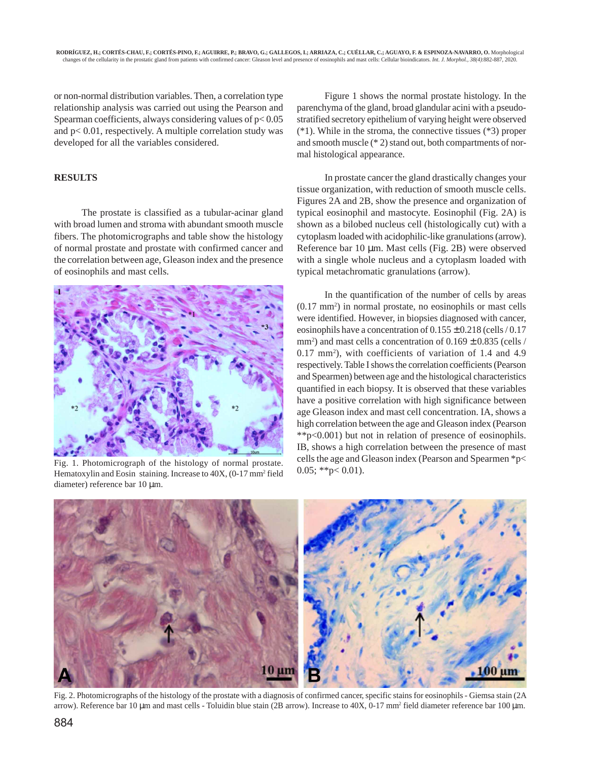or non-normal distribution variables. Then, a correlation type relationship analysis was carried out using the Pearson and Spearman coefficients, always considering values of $p < 0.05$ and $p < 0.01$, respectively. A multiple correlation study was developed for all the variables considered.

## RESULTS

The prostate is classified as a tubular-acinar gland with broad lumen and stroma with abundant smooth muscle fibers. The photomicrographs and table show the histology of normal prostate and prostate with confirmed cancer and the correlation between age, Gleason index and the presence of eosinophils and mast cells.

Fig. 1. Photomicrograph of the histology of normal prostate. Hematoxylin and Eosin staining. Increase to 40X, (0-17 mm$^2$ field diameter) reference bar 10 µm.

Figure 1 shows the normal prostate histology. In the parenchyma of the gland, broad glandular acini with a pseudo-stratified secretory epithelium of varying height were observed (*1). While in the stroma, the connective tissues (*3) proper and smooth muscle (* 2) stand out, both compartments of normal histological appearance.

In prostate cancer the gland drastically changes your tissue organization, with reduction of smooth muscle cells. Figures 2A and 2B, show the presence and organization of typical eosinophil and mastocyte. Eosinophil (Fig. 2A) is shown as a bilobed nucleus cell (histologically cut) with a cytoplasm loaded with acidophilic-like granulations (arrow). Reference bar 10 µm. Mast cells (Fig. 2B) were observed with a single whole nucleus and a cytoplasm loaded with typical metachromatic granulations (arrow).

In the quantification of the number of cells by areas (0.17 mm$^2$) in normal prostate, no eosinophils or mast cells were identified. However, in biopsies diagnosed with cancer, eosinophils have a concentration of $0.155 \pm 0.218$ (cells / 0.17 mm$^2$) and mast cells a concentration of $0.169 \pm 0.835$ (cells / 0.17 mm$^2$), with coefficients of variation of 1.4 and 4.9 respectively. Table I shows the correlation coefficients (Pearson and Spearmen) between age and the histological characteristics quantified in each biopsy. It is observed that these variables have a positive correlation with high significance between age Gleason index and mast cell concentration. IA, shows a high correlation between the age and Gleason index (Pearson **$p<0.001$) but not in relation of presence of eosinophils. IB, shows a high correlation between the presence of mast cells the age and Gleason index (Pearson and Spearmen *$p< 0.05$; **$p< 0.01$).

Fig. 2. Photomicrographs of the histology of the prostate with a diagnosis of confirmed cancer, specific stains for eosinophils - Giemsa stain (2A arrow). Reference bar 10 µm and mast cells - Toluidin blue stain (2B arrow). Increase to 40X, 0-17 mm$^2$ field diameter reference bar 100 µm.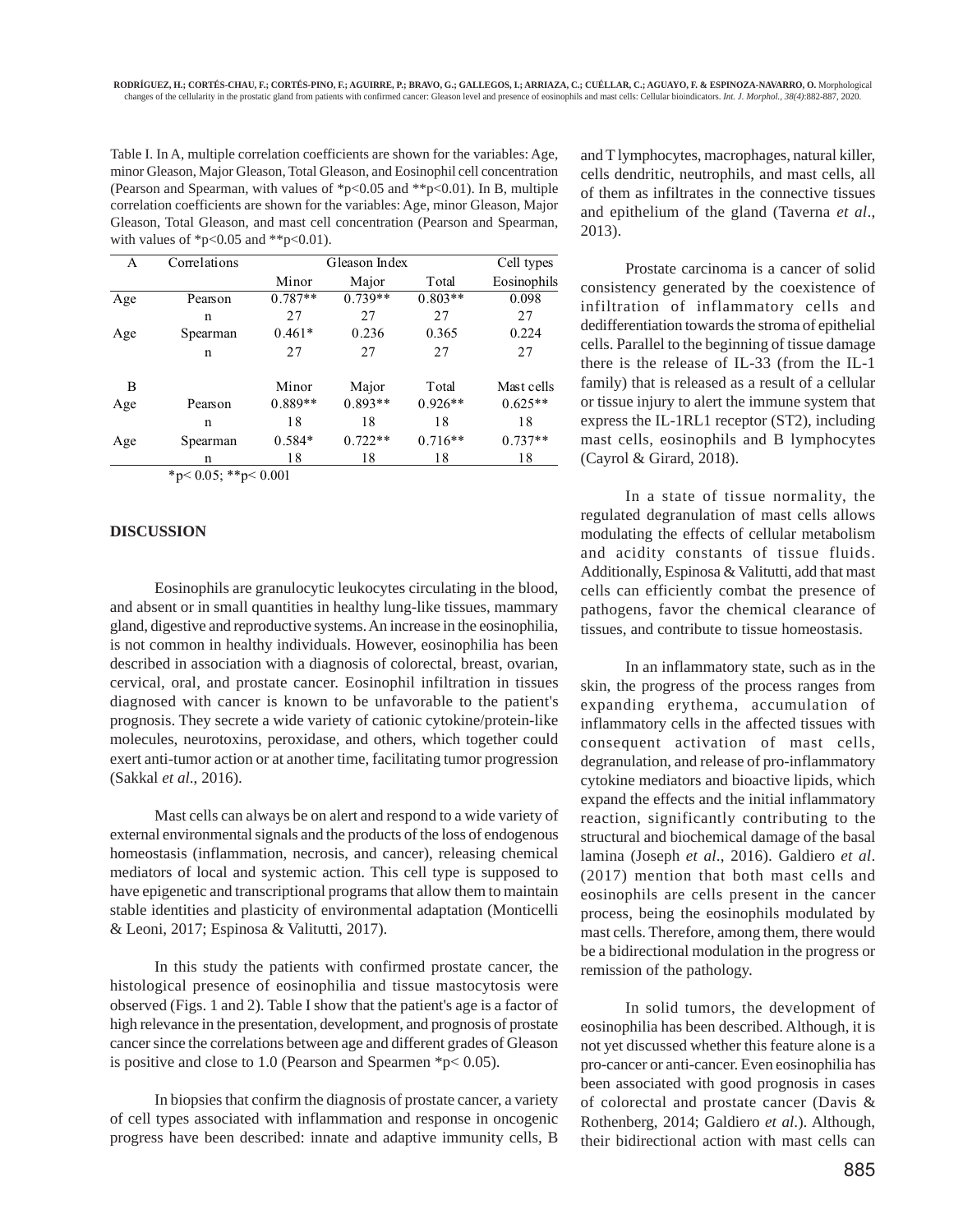Table I. In A, multiple correlation coefficients are shown for the variables: Age, minor Gleason, Major Gleason, Total Gleason, and Eosinophil cell concentration (Pearson and Spearman, with values of *p<0.05 and **p<0.01). In B, multiple correlation coefficients are shown for the variables: Age, minor Gleason, Major Gleason, Total Gleason, and mast cell concentration (Pearson and Spearman, with values of *p<0.05 and **p<0.01).

| A | Correlations | Gleason Index | | | Cell types |
|---|---|---|---|---|---|
| | | Minor | Major | Total | Eosinophils |
| Age | Pearson | 0.787** | 0.739** | 0.803** | 0.098 |
| | n | 27 | 27 | 27 | 27 |
| Age | Spearman | 0.461* | 0.236 | 0.365 | 0.224 |
| | n | 27 | 27 | 27 | 27 |
| B | | Minor | Major | Total | Mast cells |
| Age | Pearson | 0.889** | 0.893** | 0.926** | 0.625** |
| | n | 18 | 18 | 18 | 18 |
| Age | Spearman | 0.584* | 0.722** | 0.716** | 0.737** |
| | n | 18 | 18 | 18 | 18 |

*p< 0.05; **p< 0.001

## DISCUSSION

Eosinophils are granulocytic leukocytes circulating in the blood, and absent or in small quantities in healthy lung-like tissues, mammary gland, digestive and reproductive systems. An increase in the eosinophilia, is not common in healthy individuals. However, eosinophilia has been described in association with a diagnosis of colorectal, breast, ovarian, cervical, oral, and prostate cancer. Eosinophil infiltration in tissues diagnosed with cancer is known to be unfavorable to the patient's prognosis. They secrete a wide variety of cationic cytokine/protein-like molecules, neurotoxins, peroxidase, and others, which together could exert anti-tumor action or at another time, facilitating tumor progression (Sakkal *et al*., 2016).

Mast cells can always be on alert and respond to a wide variety of external environmental signals and the products of the loss of endogenous homeostasis (inflammation, necrosis, and cancer), releasing chemical mediators of local and systemic action. This cell type is supposed to have epigenetic and transcriptional programs that allow them to maintain stable identities and plasticity of environmental adaptation (Monticelli & Leoni, 2017; Espinosa & Valitutti, 2017).

In this study the patients with confirmed prostate cancer, the histological presence of eosinophilia and tissue mastocytosis were observed (Figs. 1 and 2). Table I show that the patient's age is a factor of high relevance in the presentation, development, and prognosis of prostate cancer since the correlations between age and different grades of Gleason is positive and close to 1.0 (Pearson and Spearmen *p< 0.05).

In biopsies that confirm the diagnosis of prostate cancer, a variety of cell types associated with inflammation and response in oncogenic progress have been described: innate and adaptive immunity cells, B and T lymphocytes, macrophages, natural killer, cells dendritic, neutrophils, and mast cells, all of them as infiltrates in the connective tissues and epithelium of the gland (Taverna *et al*., 2013).

Prostate carcinoma is a cancer of solid consistency generated by the coexistence of infiltration of inflammatory cells and dedifferentiation towards the stroma of epithelial cells. Parallel to the beginning of tissue damage there is the release of IL-33 (from the IL-1 family) that is released as a result of a cellular or tissue injury to alert the immune system that express the IL-1RL1 receptor (ST2), including mast cells, eosinophils and B lymphocytes (Cayrol & Girard, 2018).

In a state of tissue normality, the regulated degranulation of mast cells allows modulating the effects of cellular metabolism and acidity constants of tissue fluids. Additionally, Espinosa & Valitutti, add that mast cells can efficiently combat the presence of pathogens, favor the chemical clearance of tissues, and contribute to tissue homeostasis.

In an inflammatory state, such as in the skin, the progress of the process ranges from expanding erythema, accumulation of inflammatory cells in the affected tissues with consequent activation of mast cells, degranulation, and release of pro-inflammatory cytokine mediators and bioactive lipids, which expand the effects and the initial inflammatory reaction, significantly contributing to the structural and biochemical damage of the basal lamina (Joseph *et al*., 2016). Galdiero *et al*. (2017) mention that both mast cells and eosinophils are cells present in the cancer process, being the eosinophils modulated by mast cells. Therefore, among them, there would be a bidirectional modulation in the progress or remission of the pathology.

In solid tumors, the development of eosinophilia has been described. Although, it is not yet discussed whether this feature alone is a pro-cancer or anti-cancer. Even eosinophilia has been associated with good prognosis in cases of colorectal and prostate cancer (Davis & Rothenberg, 2014; Galdiero *et al*.). Although, their bidirectional action with mast cells can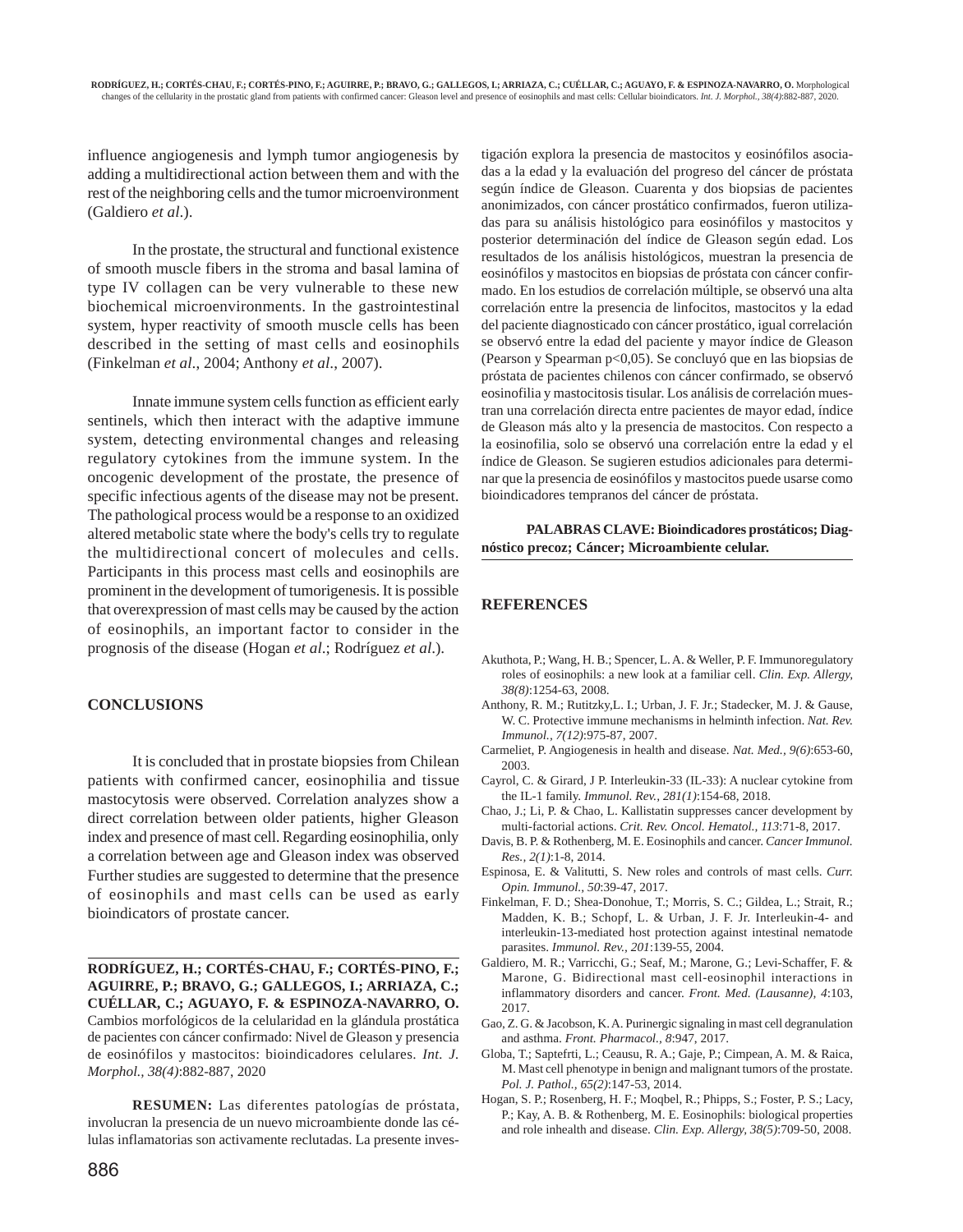influence angiogenesis and lymph tumor angiogenesis by adding a multidirectional action between them and with the rest of the neighboring cells and the tumor microenvironment (Galdiero *et al*.).

In the prostate, the structural and functional existence of smooth muscle fibers in the stroma and basal lamina of type IV collagen can be very vulnerable to these new biochemical microenvironments. In the gastrointestinal system, hyper reactivity of smooth muscle cells has been described in the setting of mast cells and eosinophils (Finkelman *et al*., 2004; Anthony *et al*., 2007).

Innate immune system cells function as efficient early sentinels, which then interact with the adaptive immune system, detecting environmental changes and releasing regulatory cytokines from the immune system. In the oncogenic development of the prostate, the presence of specific infectious agents of the disease may not be present. The pathological process would be a response to an oxidized altered metabolic state where the body's cells try to regulate the multidirectional concert of molecules and cells. Participants in this process mast cells and eosinophils are prominent in the development of tumorigenesis. It is possible that overexpression of mast cells may be caused by the action of eosinophils, an important factor to consider in the prognosis of the disease (Hogan *et al*.; Rodríguez *et al*.).

## CONCLUSIONS

It is concluded that in prostate biopsies from Chilean patients with confirmed cancer, eosinophilia and tissue mastocytosis were observed. Correlation analyzes show a direct correlation between older patients, higher Gleason index and presence of mast cell. Regarding eosinophilia, only a correlation between age and Gleason index was observed Further studies are suggested to determine that the presence of eosinophils and mast cells can be used as early bioindicators of prostate cancer.

**RODRÍGUEZ, H.; CORTÉS-CHAU, F.; CORTÉS-PINO, F.; AGUIRRE, P.; BRAVO, G.; GALLEGOS, I.; ARRIAZA, C.; CUÉLLAR, C.; AGUAYO, F. & ESPINOZA-NAVARRO, O.** Cambios morfológicos de la celularidad en la glándula prostática de pacientes con cáncer confirmado: Nivel de Gleason y presencia de eosinófilos y mastocitos: bioindicadores celulares. *Int. J. Morphol., 38(4)*:882-887, 2020

**RESUMEN:** Las diferentes patologías de próstata, involucran la presencia de un nuevo microambiente donde las células inflamatorias son activamente reclutadas. La presente investigación explora la presencia de mastocitos y eosinófilos asociadas a la edad y la evaluación del progreso del cáncer de próstata según índice de Gleason. Cuarenta y dos biopsias de pacientes anonimizados, con cáncer prostático confirmados, fueron utilizadas para su análisis histológico para eosinófilos y mastocitos y posterior determinación del índice de Gleason según edad. Los resultados de los análisis histológicos, muestran la presencia de eosinófilos y mastocitos en biopsias de próstata con cáncer confirmado. En los estudios de correlación múltiple, se observó una alta correlación entre la presencia de linfocitos, mastocitos y la edad del paciente diagnosticado con cáncer prostático, igual correlación se observó entre la edad del paciente y mayor índice de Gleason (Pearson y Spearman $p<0,05$). Se concluyó que en las biopsias de próstata de pacientes chilenos con cáncer confirmado, se observó eosinofilia y mastocitosis tisular. Los análisis de correlación muestran una correlación directa entre pacientes de mayor edad, índice de Gleason más alto y la presencia de mastocitos. Con respecto a la eosinofilia, solo se observó una correlación entre la edad y el índice de Gleason. Se sugieren estudios adicionales para determinar que la presencia de eosinófilos y mastocitos puede usarse como bioindicadores tempranos del cáncer de próstata.

**PALABRAS CLAVE: Bioindicadores prostáticos; Diagnóstico precoz; Cáncer; Microambiente celular.**

## REFERENCES

Akuthota, P.; Wang, H. B.; Spencer, L. A. & Weller, P. F. Immunoregulatory roles of eosinophils: a new look at a familiar cell. *Clin. Exp. Allergy, 38(8)*:1254-63, 2008.

Anthony, R. M.; Rutitzky,L. I.; Urban, J. F. Jr.; Stadecker, M. J. & Gause, W. C. Protective immune mechanisms in helminth infection. *Nat. Rev. Immunol., 7(12)*:975-87, 2007.

Carmeliet, P. Angiogenesis in health and disease. *Nat. Med., 9(6)*:653-60, 2003.

Cayrol, C. & Girard, J P. Interleukin-33 (IL-33): A nuclear cytokine from the IL-1 family. *Immunol. Rev., 281(1)*:154-68, 2018.

Chao, J.; Li, P. & Chao, L. Kallistatin suppresses cancer development by multi-factorial actions. *Crit. Rev. Oncol. Hematol., 113*:71-8, 2017.

Davis, B. P. & Rothenberg, M. E. Eosinophils and cancer. *Cancer Immunol. Res., 2(1)*:1-8, 2014.

Espinosa, E. & Valitutti, S. New roles and controls of mast cells. *Curr. Opin. Immunol., 50*:39-47, 2017.

Finkelman, F. D.; Shea-Donohue, T.; Morris, S. C.; Gildea, L.; Strait, R.; Madden, K. B.; Schopf, L. & Urban, J. F. Jr. Interleukin-4- and interleukin-13-mediated host protection against intestinal nematode parasites. *Immunol. Rev., 201*:139-55, 2004.

Galdiero, M. R.; Varricchi, G.; Seaf, M.; Marone, G.; Levi-Schaffer, F. & Marone, G. Bidirectional mast cell-eosinophil interactions in inflammatory disorders and cancer. *Front. Med. (Lausanne), 4*:103, 2017.

Gao, Z. G. & Jacobson, K. A. Purinergic signaling in mast cell degranulation and asthma. *Front. Pharmacol., 8*:947, 2017.

Globa, T.; Saptefrti, L.; Ceausu, R. A.; Gaje, P.; Cimpean, A. M. & Raica, M. Mast cell phenotype in benign and malignant tumors of the prostate. *Pol. J. Pathol., 65(2)*:147-53, 2014.

Hogan, S. P.; Rosenberg, H. F.; Moqbel, R.; Phipps, S.; Foster, P. S.; Lacy, P.; Kay, A. B. & Rothenberg, M. E. Eosinophils: biological properties and role inhealth and disease. *Clin. Exp. Allergy, 38(5)*:709-50, 2008.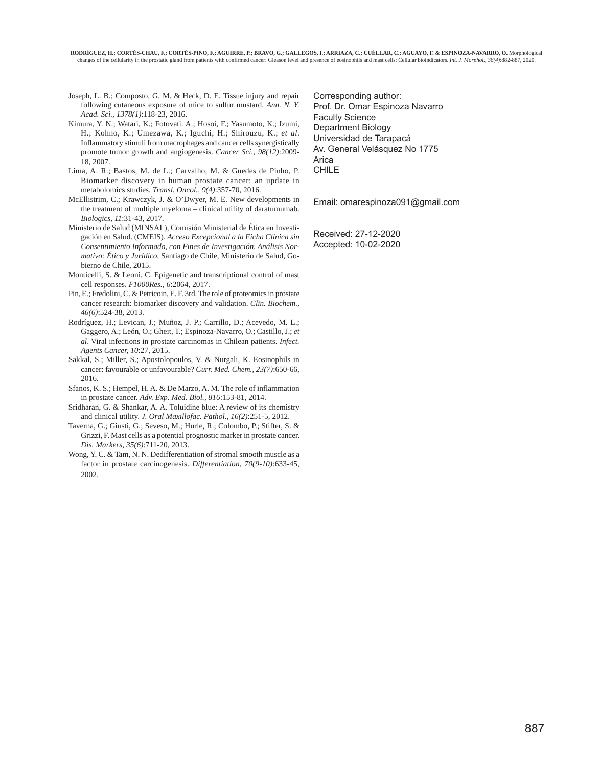Joseph, L. B.; Composto, G. M. & Heck, D. E. Tissue injury and repair following cutaneous exposure of mice to sulfur mustard. *Ann. N. Y. Acad. Sci., 1378(1)*:118-23, 2016.

Kimura, Y. N.; Watari, K.; Fotovati. A.; Hosoi, F.; Yasumoto, K.; Izumi, H.; Kohno, K.; Umezawa, K.; Iguchi, H.; Shirouzu, K.; *et al*. Inflammatory stimuli from macrophages and cancer cells synergistically promote tumor growth and angiogenesis. *Cancer Sci., 98(12)*:2009-18, 2007.

Lima, A. R.; Bastos, M. de L.; Carvalho, M. & Guedes de Pinho, P. Biomarker discovery in human prostate cancer: an update in metabolomics studies. *Transl. Oncol., 9(4)*:357-70, 2016.

McEllistrim, C.; Krawczyk, J. & O'Dwyer, M. E. New developments in the treatment of multiple myeloma – clinical utility of daratumumab. *Biologics, 11*:31-43, 2017.

Ministerio de Salud (MINSAL), Comisión Ministerial de Ética en Investigación en Salud. (CMEIS). *Acceso Excepcional a la Ficha Clínica sin Consentimiento Informado, con Fines de Investigación. Análisis Normativo: Ético y Jurídico.* Santiago de Chile, Ministerio de Salud, Gobierno de Chile, 2015.

Monticelli, S. & Leoni, C. Epigenetic and transcriptional control of mast cell responses. *F1000Res., 6*:2064, 2017.

Pin, E.; Fredolini, C. & Petricoin, E. F. 3rd. The role of proteomics in prostate cancer research: biomarker discovery and validation. *Clin. Biochem., 46(6)*:524-38, 2013.

Rodríguez, H.; Levican, J.; Muñoz, J. P.; Carrillo, D.; Acevedo, M. L.; Gaggero, A.; León, O.; Gheit, T.; Espinoza-Navarro, O.; Castillo, J.; *et al*. Viral infections in prostate carcinomas in Chilean patients. *Infect. Agents Cancer, 10*:27, 2015.

Sakkal, S.; Miller, S.; Apostolopoulos, V. & Nurgali, K. Eosinophils in cancer: favourable or unfavourable? *Curr. Med. Chem., 23(7)*:650-66, 2016.

Sfanos, K. S.; Hempel, H. A. & De Marzo, A. M. The role of inflammation in prostate cancer. *Adv. Exp. Med. Biol., 816*:153-81, 2014.

Sridharan, G. & Shankar, A. A. Toluidine blue: A review of its chemistry and clinical utility. *J. Oral Maxillofac. Pathol., 16(2)*:251-5, 2012.

Taverna, G.; Giusti, G.; Seveso, M.; Hurle, R.; Colombo, P.; Stifter, S. & Grizzi, F. Mast cells as a potential prognostic marker in prostate cancer. *Dis. Markers, 35(6)*:711-20, 2013.

Wong, Y. C. & Tam, N. N. Dedifferentiation of stromal smooth muscle as a factor in prostate carcinogenesis. *Differentiation, 70(9-10)*:633-45, 2002.

Corresponding author:
Prof. Dr. Omar Espinoza Navarro
Faculty Science
Department Biology
Universidad de Tarapacá
Av. General Velásquez No 1775
Arica
CHILE

Email: omarespinoza091@gmail.com

Received: 27-12-2020
Accepted: 10-02-2020